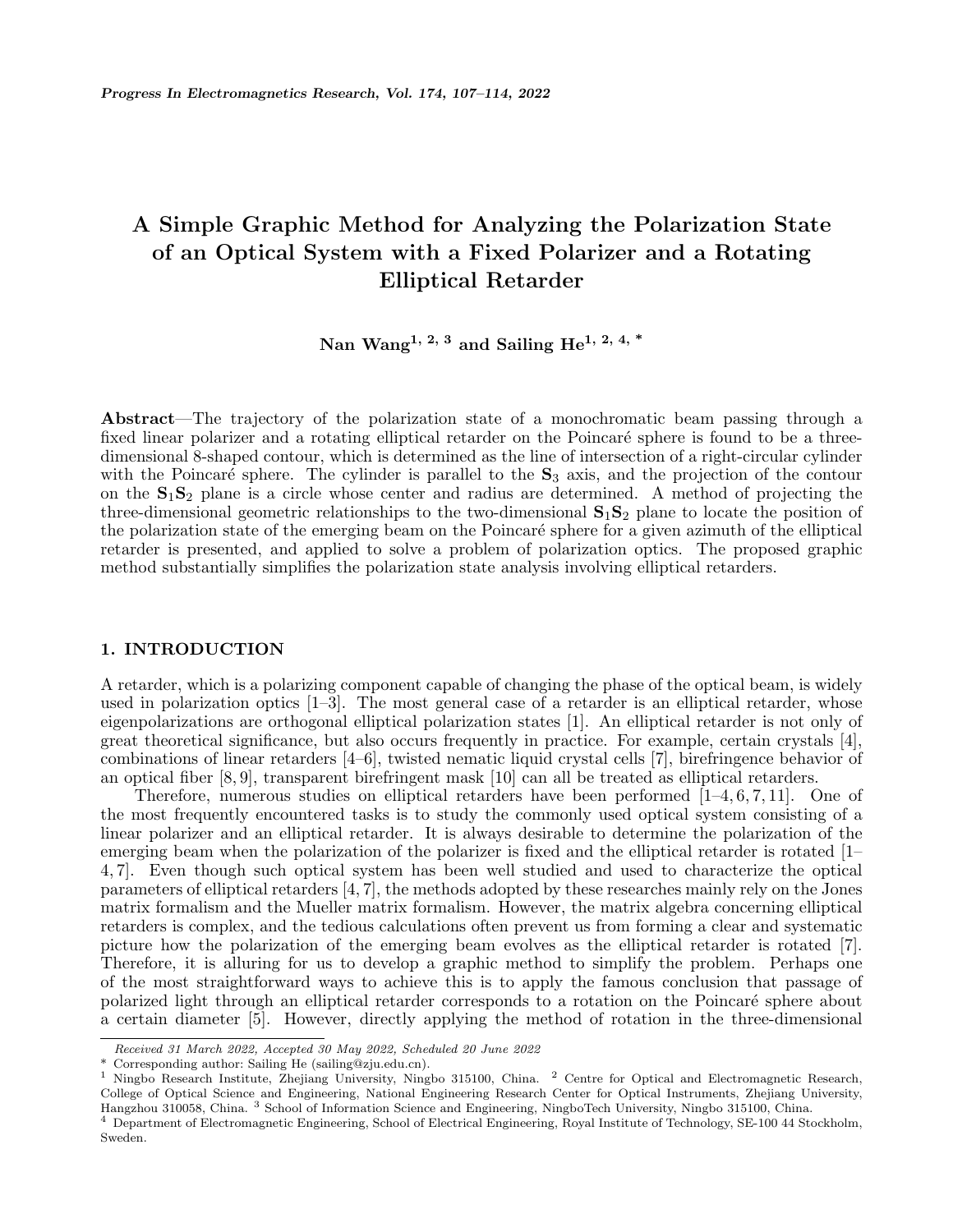# A Simple Graphic Method for Analyzing the Polarization State of an Optical System with a Fixed Polarizer and a Rotating Elliptical Retarder

**Nan Wang[1, 2, 3] and Sailing He[1, 2, 4, *]**

**Abstract**—The trajectory of the polarization state of a monochromatic beam passing through a fixed linear polarizer and a rotating elliptical retarder on the Poincaré sphere is found to be a three-dimensional 8-shaped contour, which is determined as the line of intersection of a right-circular cylinder with the Poincaré sphere. The cylinder is parallel to the $\mathbf{S}_3$ axis, and the projection of the contour on the $\mathbf{S}_1\mathbf{S}_2$ plane is a circle whose center and radius are determined. A method of projecting the three-dimensional geometric relationships to the two-dimensional $\mathbf{S}_1\mathbf{S}_2$ plane to locate the position of the polarization state of the emerging beam on the Poincaré sphere for a given azimuth of the elliptical retarder is presented, and applied to solve a problem of polarization optics. The proposed graphic method substantially simplifies the polarization state analysis involving elliptical retarders.

## 1. INTRODUCTION

A retarder, which is a polarizing component capable of changing the phase of the optical beam, is widely used in polarization optics [1–3]. The most general case of a retarder is an elliptical retarder, whose eigenpolarizations are orthogonal elliptical polarization states [1]. An elliptical retarder is not only of great theoretical significance, but also occurs frequently in practice. For example, certain crystals [4], combinations of linear retarders [4–6], twisted nematic liquid crystal cells [7], birefringence behavior of an optical fiber [8, 9], transparent birefringent mask [10] can all be treated as elliptical retarders.

Therefore, numerous studies on elliptical retarders have been performed [1–4, 6, 7, 11]. One of the most frequently encountered tasks is to study the commonly used optical system consisting of a linear polarizer and an elliptical retarder. It is always desirable to determine the polarization of the emerging beam when the polarization of the polarizer is fixed and the elliptical retarder is rotated [1–4, 7]. Even though such optical system has been well studied and used to characterize the optical parameters of elliptical retarders [4, 7], the methods adopted by these researches mainly rely on the Jones matrix formalism and the Mueller matrix formalism. However, the matrix algebra concerning elliptical retarders is complex, and the tedious calculations often prevent us from forming a clear and systematic picture how the polarization of the emerging beam evolves as the elliptical retarder is rotated [7]. Therefore, it is alluring for us to develop a graphic method to simplify the problem. Perhaps one of the most straightforward ways to achieve this is to apply the famous conclusion that passage of polarized light through an elliptical retarder corresponds to a rotation on the Poincaré sphere about a certain diameter [5]. However, directly applying the method of rotation in the three-dimensional

---

*Received 31 March 2022, Accepted 30 May 2022, Scheduled 20 June 2022*

\* Corresponding author: Sailing He (sailing@zju.edu.cn).

[1] Ningbo Research Institute, Zhejiang University, Ningbo 315100, China. [2] Centre for Optical and Electromagnetic Research, College of Optical Science and Engineering, National Engineering Research Center for Optical Instruments, Zhejiang University, Hangzhou 310058, China. [3] School of Information Science and Engineering, NingboTech University, Ningbo 315100, China.
[4] Department of Electromagnetic Engineering, School of Electrical Engineering, Royal Institute of Technology, SE-100 44 Stockholm, Sweden.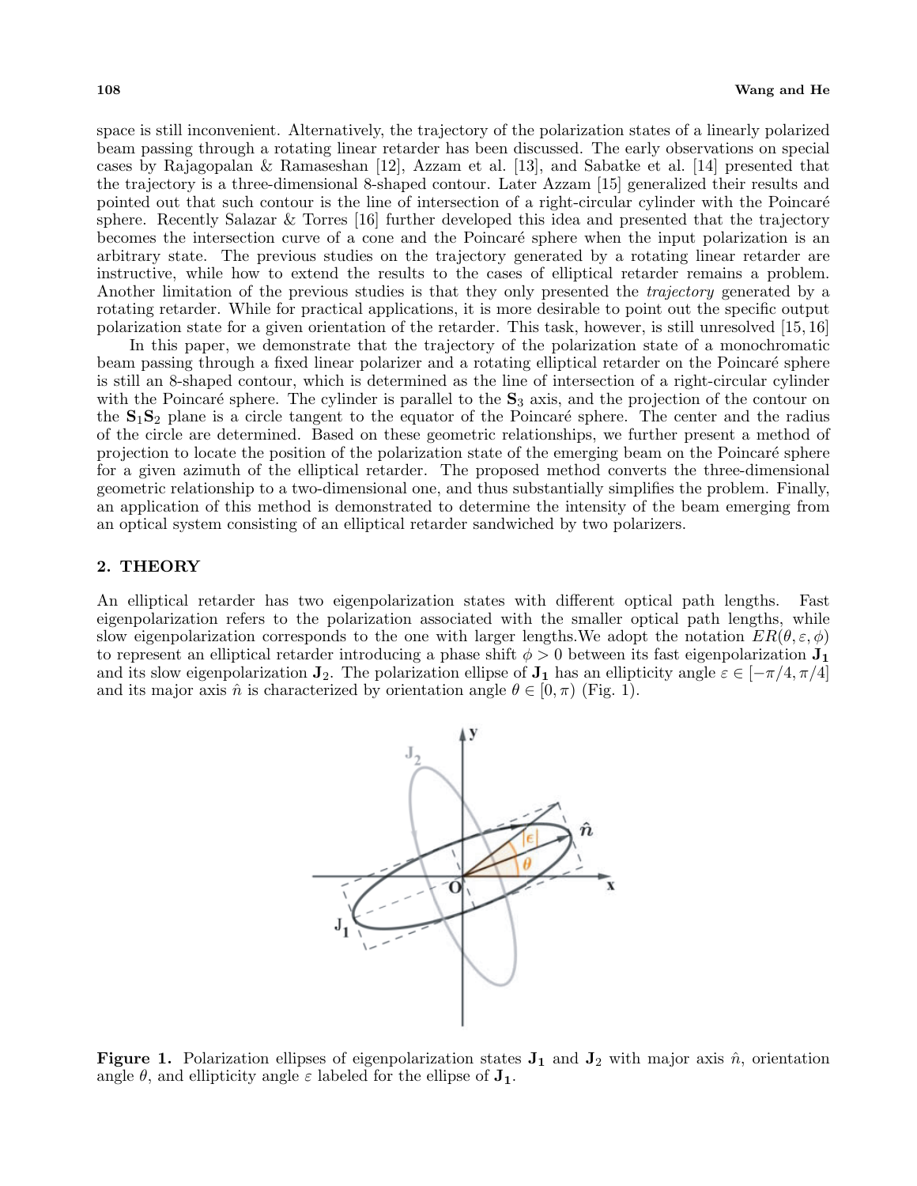space is still inconvenient. Alternatively, the trajectory of the polarization states of a linearly polarized beam passing through a rotating linear retarder has been discussed. The early observations on special cases by Rajagopalan & Ramaseshan [12], Azzam et al. [13], and Sabatke et al. [14] presented that the trajectory is a three-dimensional 8-shaped contour. Later Azzam [15] generalized their results and pointed out that such contour is the line of intersection of a right-circular cylinder with the Poincaré sphere. Recently Salazar & Torres [16] further developed this idea and presented that the trajectory becomes the intersection curve of a cone and the Poincaré sphere when the input polarization is an arbitrary state. The previous studies on the trajectory generated by a rotating linear retarder are instructive, while how to extend the results to the cases of elliptical retarder remains a problem. Another limitation of the previous studies is that they only presented the *trajectory* generated by a rotating retarder. While for practical applications, it is more desirable to point out the specific output polarization state for a given orientation of the retarder. This task, however, is still unresolved [15, 16]

In this paper, we demonstrate that the trajectory of the polarization state of a monochromatic beam passing through a fixed linear polarizer and a rotating elliptical retarder on the Poincaré sphere is still an 8-shaped contour, which is determined as the line of intersection of a right-circular cylinder with the Poincaré sphere. The cylinder is parallel to the $\mathbf{S}_3$ axis, and the projection of the contour on the $\mathbf{S}_1\mathbf{S}_2$ plane is a circle tangent to the equator of the Poincaré sphere. The center and the radius of the circle are determined. Based on these geometric relationships, we further present a method of projection to locate the position of the polarization state of the emerging beam on the Poincaré sphere for a given azimuth of the elliptical retarder. The proposed method converts the three-dimensional geometric relationship to a two-dimensional one, and thus substantially simplifies the problem. Finally, an application of this method is demonstrated to determine the intensity of the beam emerging from an optical system consisting of an elliptical retarder sandwiched by two polarizers.

## 2. THEORY

An elliptical retarder has two eigenpolarization states with different optical path lengths. Fast eigenpolarization refers to the polarization associated with the smaller optical path lengths, while slow eigenpolarization corresponds to the one with larger lengths.We adopt the notation $ER(\theta, \varepsilon, \phi)$ to represent an elliptical retarder introducing a phase shift $\phi > 0$ between its fast eigenpolarization $\mathbf{J_1}$ and its slow eigenpolarization $\mathbf{J}_2$. The polarization ellipse of $\mathbf{J_1}$ has an ellipticity angle $\varepsilon \in [-\pi/4, \pi/4]$ and its major axis $\hat{n}$ is characterized by orientation angle $\theta \in [0, \pi)$ (Fig. 1).

**Figure 1.** Polarization ellipses of eigenpolarization states $\mathbf{J_1}$ and $\mathbf{J}_2$ with major axis $\hat{n}$, orientation angle $\theta$, and ellipticity angle $\varepsilon$ labeled for the ellipse of $\mathbf{J_1}$.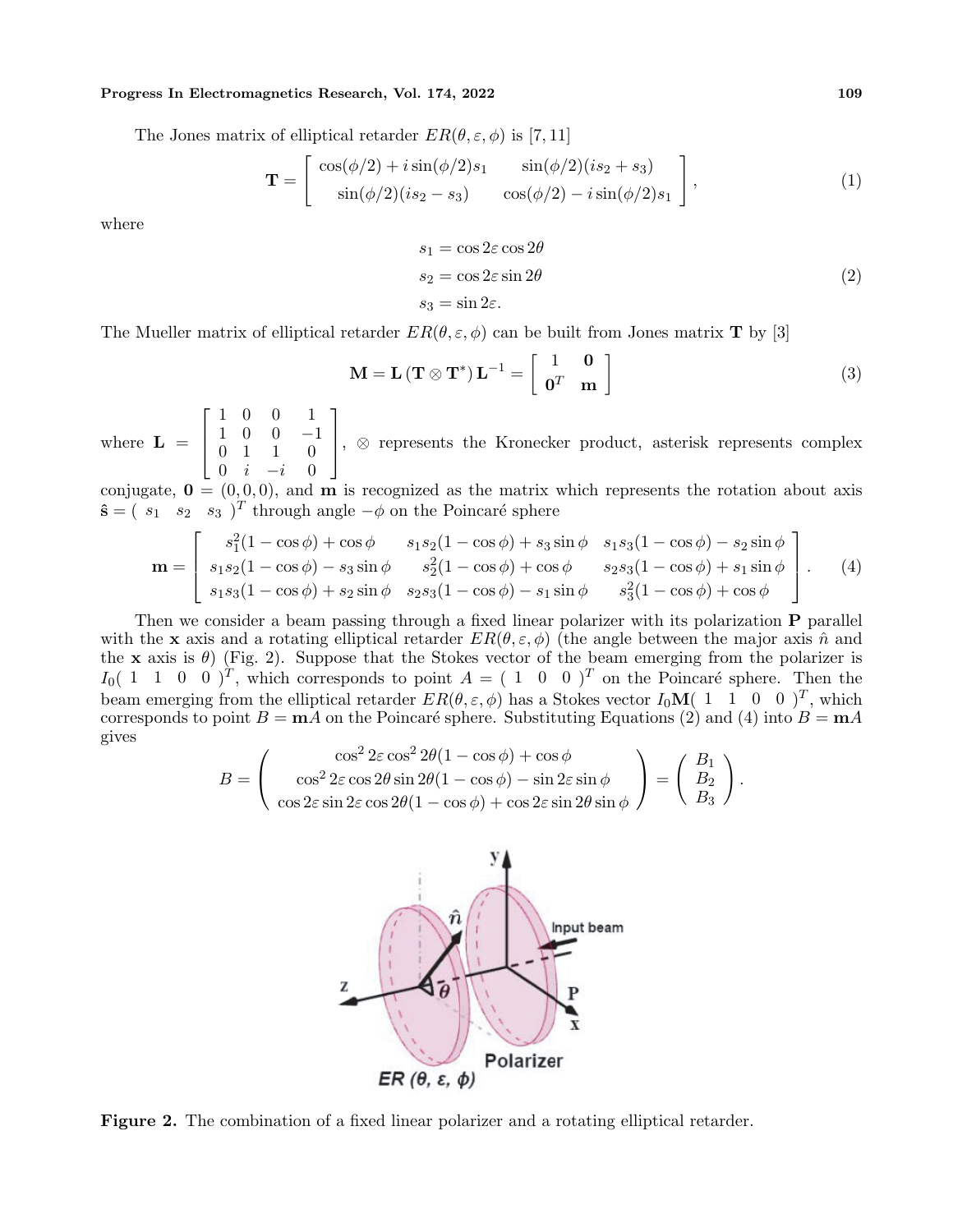The Jones matrix of elliptical retarder $ER(\theta, \varepsilon, \phi)$ is [7, 11]

$$\mathbf{T} = \begin{bmatrix} \cos(\phi/2) + i\sin(\phi/2)s_1 & \sin(\phi/2)(is_2 + s_3) \\ \sin(\phi/2)(is_2 - s_3) & \cos(\phi/2) - i\sin(\phi/2)s_1 \end{bmatrix}, \tag{1}$$

where

$$\begin{aligned} s_1 &= \cos 2\varepsilon \cos 2\theta \\ s_2 &= \cos 2\varepsilon \sin 2\theta \\ s_3 &= \sin 2\varepsilon. \end{aligned} \tag{2}$$

The Mueller matrix of elliptical retarder $ER(\theta, \varepsilon, \phi)$ can be built from Jones matrix $\mathbf{T}$ by [3]

$$\mathbf{M} = \mathbf{L}\left(\mathbf{T} \otimes \mathbf{T}^*\right)\mathbf{L}^{-1} = \begin{bmatrix} 1 & \mathbf{0} \\ \mathbf{0}^T & \mathbf{m} \end{bmatrix} \tag{3}$$

where $\mathbf{L} = \begin{bmatrix} 1 & 0 & 0 & 1 \\ 1 & 0 & 0 & -1 \\ 0 & 1 & 1 & 0 \\ 0 & i & -i & 0 \end{bmatrix}$, $\otimes$ represents the Kronecker product, asterisk represents complex conjugate, $\mathbf{0} = (0, 0, 0)$, and $\mathbf{m}$ is recognized as the matrix which represents the rotation about axis $\hat{\mathbf{s}} = \begin{pmatrix} s_1 & s_2 & s_3 \end{pmatrix}^T$ through angle $-\phi$ on the Poincaré sphere

$$\mathbf{m} = \begin{bmatrix} s_1^2(1-\cos\phi) + \cos\phi & s_1 s_2(1-\cos\phi) + s_3\sin\phi & s_1 s_3(1-\cos\phi) - s_2\sin\phi \\ s_1 s_2(1-\cos\phi) - s_3\sin\phi & s_2^2(1-\cos\phi) + \cos\phi & s_2 s_3(1-\cos\phi) + s_1\sin\phi \\ s_1 s_3(1-\cos\phi) + s_2\sin\phi & s_2 s_3(1-\cos\phi) - s_1\sin\phi & s_3^2(1-\cos\phi) + \cos\phi \end{bmatrix}. \tag{4}$$

Then we consider a beam passing through a fixed linear polarizer with its polarization $\mathbf{P}$ parallel with the $\mathbf{x}$ axis and a rotating elliptical retarder $ER(\theta, \varepsilon, \phi)$ (the angle between the major axis $\hat{n}$ and the $\mathbf{x}$ axis is $\theta$) (Fig. 2). Suppose that the Stokes vector of the beam emerging from the polarizer is $I_0\begin{pmatrix} 1 & 1 & 0 & 0 \end{pmatrix}^T$, which corresponds to point $A = \begin{pmatrix} 1 & 0 & 0 \end{pmatrix}^T$ on the Poincaré sphere. Then the beam emerging from the elliptical retarder $ER(\theta, \varepsilon, \phi)$ has a Stokes vector $I_0\mathbf{M}\begin{pmatrix} 1 & 1 & 0 & 0 \end{pmatrix}^T$, which corresponds to point $B = \mathbf{m}A$ on the Poincaré sphere. Substituting Equations (2) and (4) into $B = \mathbf{m}A$ gives

$$B = \begin{pmatrix} \cos^2 2\varepsilon \cos^2 2\theta(1-\cos\phi) + \cos\phi \\ \cos^2 2\varepsilon \cos 2\theta \sin 2\theta(1-\cos\phi) - \sin 2\varepsilon \sin\phi \\ \cos 2\varepsilon \sin 2\varepsilon \cos 2\theta(1-\cos\phi) + \cos 2\varepsilon \sin 2\theta \sin\phi \end{pmatrix} = \begin{pmatrix} B_1 \\ B_2 \\ B_3 \end{pmatrix}.$$

**Figure 2.** The combination of a fixed linear polarizer and a rotating elliptical retarder.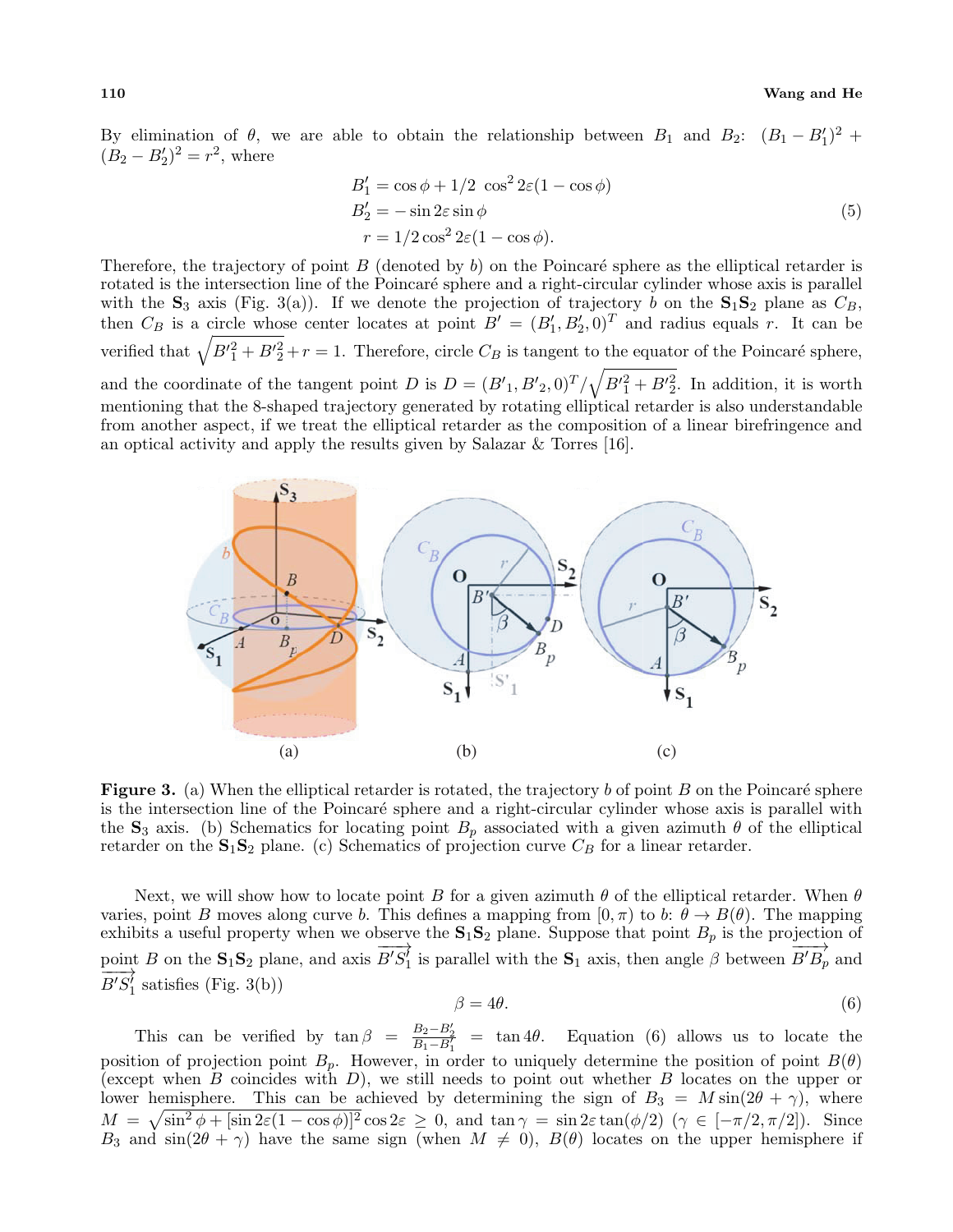By elimination of $\theta$, we are able to obtain the relationship between $B_1$ and $B_2$: $(B_1 - B_1')^2 + (B_2 - B_2')^2 = r^2$, where

$$
\begin{aligned}
B_1' &= \cos\phi + 1/2\ \cos^2 2\varepsilon(1 - \cos\phi) \\
B_2' &= -\sin 2\varepsilon \sin\phi \\
r &= 1/2 \cos^2 2\varepsilon(1 - \cos\phi).
\end{aligned}
\tag{5}
$$

Therefore, the trajectory of point $B$ (denoted by $b$) on the Poincaré sphere as the elliptical retarder is rotated is the intersection line of the Poincaré sphere and a right-circular cylinder whose axis is parallel with the $\mathbf{S}_3$ axis (Fig. 3(a)). If we denote the projection of trajectory $b$ on the $\mathbf{S}_1\mathbf{S}_2$ plane as $C_B$, then $C_B$ is a circle whose center locates at point $B' = (B_1', B_2', 0)^T$ and radius equals $r$. It can be verified that $\sqrt{B_1'^2 + B_2'^2} + r = 1$. Therefore, circle $C_B$ is tangent to the equator of the Poincaré sphere, and the coordinate of the tangent point $D$ is $D = (B'_1, B'_2, 0)^T / \sqrt{B_1'^2 + B_2'^2}$. In addition, it is worth mentioning that the 8-shaped trajectory generated by rotating elliptical retarder is also understandable from another aspect, if we treat the elliptical retarder as the composition of a linear birefringence and an optical activity and apply the results given by Salazar & Torres [16].

**Figure 3.** (a) When the elliptical retarder is rotated, the trajectory $b$ of point $B$ on the Poincaré sphere is the intersection line of the Poincaré sphere and a right-circular cylinder whose axis is parallel with the $\mathbf{S}_3$ axis. (b) Schematics for locating point $B_p$ associated with a given azimuth $\theta$ of the elliptical retarder on the $\mathbf{S}_1\mathbf{S}_2$ plane. (c) Schematics of projection curve $C_B$ for a linear retarder.

Next, we will show how to locate point $B$ for a given azimuth $\theta$ of the elliptical retarder. When $\theta$ varies, point $B$ moves along curve $b$. This defines a mapping from $[0, \pi)$ to $b$: $\theta \to B(\theta)$. The mapping exhibits a useful property when we observe the $\mathbf{S}_1\mathbf{S}_2$ plane. Suppose that point $B_p$ is the projection of point $B$ on the $\mathbf{S}_1\mathbf{S}_2$ plane, and axis $\overrightarrow{B'S_1'}$ is parallel with the $\mathbf{S}_1$ axis, then angle $\beta$ between $\overrightarrow{B'B_p}$ and $\overrightarrow{B'S_1'}$ satisfies (Fig. 3(b))

$$
\beta = 4\theta. \tag{6}
$$

This can be verified by $\tan\beta = \frac{B_2 - B_2'}{B_1 - B_1'} = \tan 4\theta$. Equation (6) allows us to locate the position of projection point $B_p$. However, in order to uniquely determine the position of point $B(\theta)$ (except when $B$ coincides with $D$), we still needs to point out whether $B$ locates on the upper or lower hemisphere. This can be achieved by determining the sign of $B_3 = M \sin(2\theta + \gamma)$, where $M = \sqrt{\sin^2\phi + [\sin 2\varepsilon(1 - \cos\phi)]^2} \cos 2\varepsilon \geq 0$, and $\tan\gamma = \sin 2\varepsilon \tan(\phi/2)$ ($\gamma \in [-\pi/2, \pi/2]$). Since $B_3$ and $\sin(2\theta + \gamma)$ have the same sign (when $M \neq 0$), $B(\theta)$ locates on the upper hemisphere if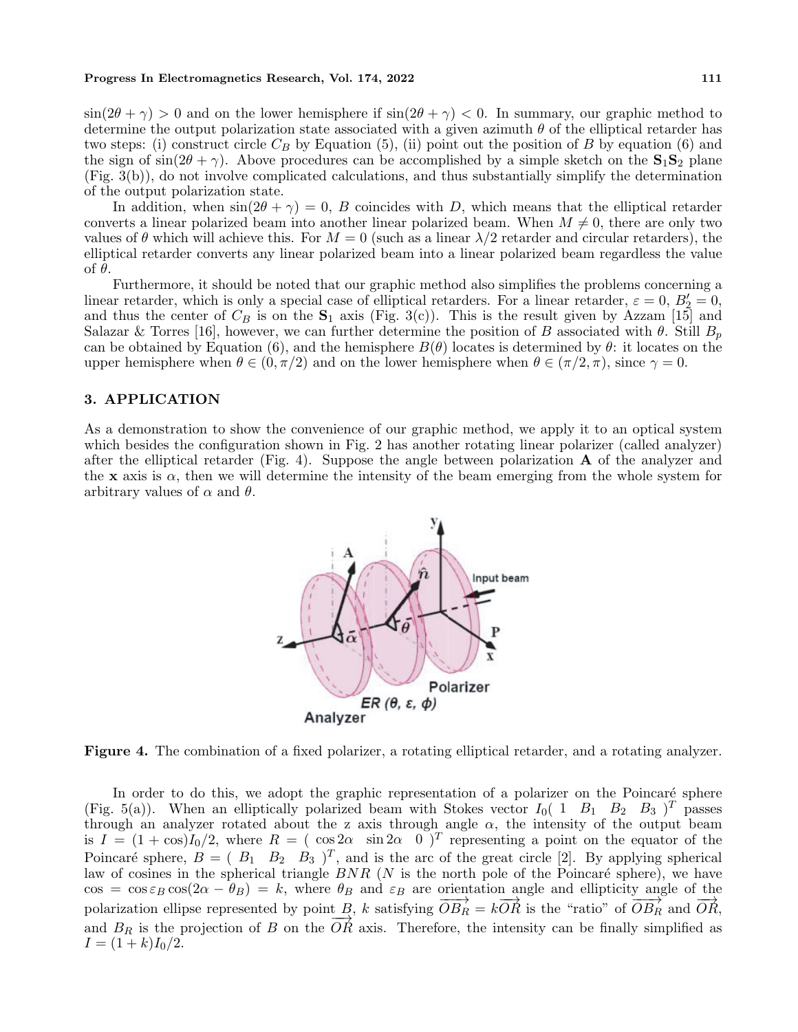$\sin(2\theta + \gamma) > 0$ and on the lower hemisphere if $\sin(2\theta + \gamma) < 0$. In summary, our graphic method to determine the output polarization state associated with a given azimuth $\theta$ of the elliptical retarder has two steps: (i) construct circle $C_B$ by Equation (5), (ii) point out the position of $B$ by equation (6) and the sign of $\sin(2\theta + \gamma)$. Above procedures can be accomplished by a simple sketch on the $\mathbf{S}_1\mathbf{S}_2$ plane (Fig. 3(b)), do not involve complicated calculations, and thus substantially simplify the determination of the output polarization state.

In addition, when $\sin(2\theta + \gamma) = 0$, $B$ coincides with $D$, which means that the elliptical retarder converts a linear polarized beam into another linear polarized beam. When $M \neq 0$, there are only two values of $\theta$ which will achieve this. For $M = 0$ (such as a linear $\lambda/2$ retarder and circular retarders), the elliptical retarder converts any linear polarized beam into a linear polarized beam regardless the value of $\theta$.

Furthermore, it should be noted that our graphic method also simplifies the problems concerning a linear retarder, which is only a special case of elliptical retarders. For a linear retarder, $\varepsilon = 0$, $B_2' = 0$, and thus the center of $C_B$ is on the $\mathbf{S}_1$ axis (Fig. 3(c)). This is the result given by Azzam [15] and Salazar & Torres [16], however, we can further determine the position of $B$ associated with $\theta$. Still $B_p$ can be obtained by Equation (6), and the hemisphere $B(\theta)$ locates is determined by $\theta$: it locates on the upper hemisphere when $\theta \in (0, \pi/2)$ and on the lower hemisphere when $\theta \in (\pi/2, \pi)$, since $\gamma = 0$.

## 3. APPLICATION

As a demonstration to show the convenience of our graphic method, we apply it to an optical system which besides the configuration shown in Fig. 2 has another rotating linear polarizer (called analyzer) after the elliptical retarder (Fig. 4). Suppose the angle between polarization $\mathbf{A}$ of the analyzer and the $\mathbf{x}$ axis is $\alpha$, then we will determine the intensity of the beam emerging from the whole system for arbitrary values of $\alpha$ and $\theta$.

**Figure 4.** The combination of a fixed polarizer, a rotating elliptical retarder, and a rotating analyzer.

In order to do this, we adopt the graphic representation of a polarizer on the Poincaré sphere (Fig. 5(a)). When an elliptically polarized beam with Stokes vector $I_0(\ 1 \quad B_1 \quad B_2 \quad B_3\ )^T$ passes through an analyzer rotated about the z axis through angle $\alpha$, the intensity of the output beam is $I = (1 + \cos)I_0/2$, where $R = (\ \cos 2\alpha \quad \sin 2\alpha \quad 0\ )^T$ representing a point on the equator of the Poincaré sphere, $B = (\ B_1 \quad B_2 \quad B_3\ )^T$, and is the arc of the great circle [2]. By applying spherical law of cosines in the spherical triangle $BNR$ ($N$ is the north pole of the Poincaré sphere), we have $\cos = \cos\varepsilon_B \cos(2\alpha - \theta_B) = k$, where $\theta_B$ and $\varepsilon_B$ are orientation angle and ellipticity angle of the polarization ellipse represented by point $B$, $k$ satisfying $\overrightarrow{OB_R} = k\overrightarrow{OR}$ is the "ratio" of $\overrightarrow{OB_R}$ and $\overrightarrow{OR}$, and $B_R$ is the projection of $B$ on the $\overrightarrow{OR}$ axis. Therefore, the intensity can be finally simplified as $I = (1 + k)I_0/2$.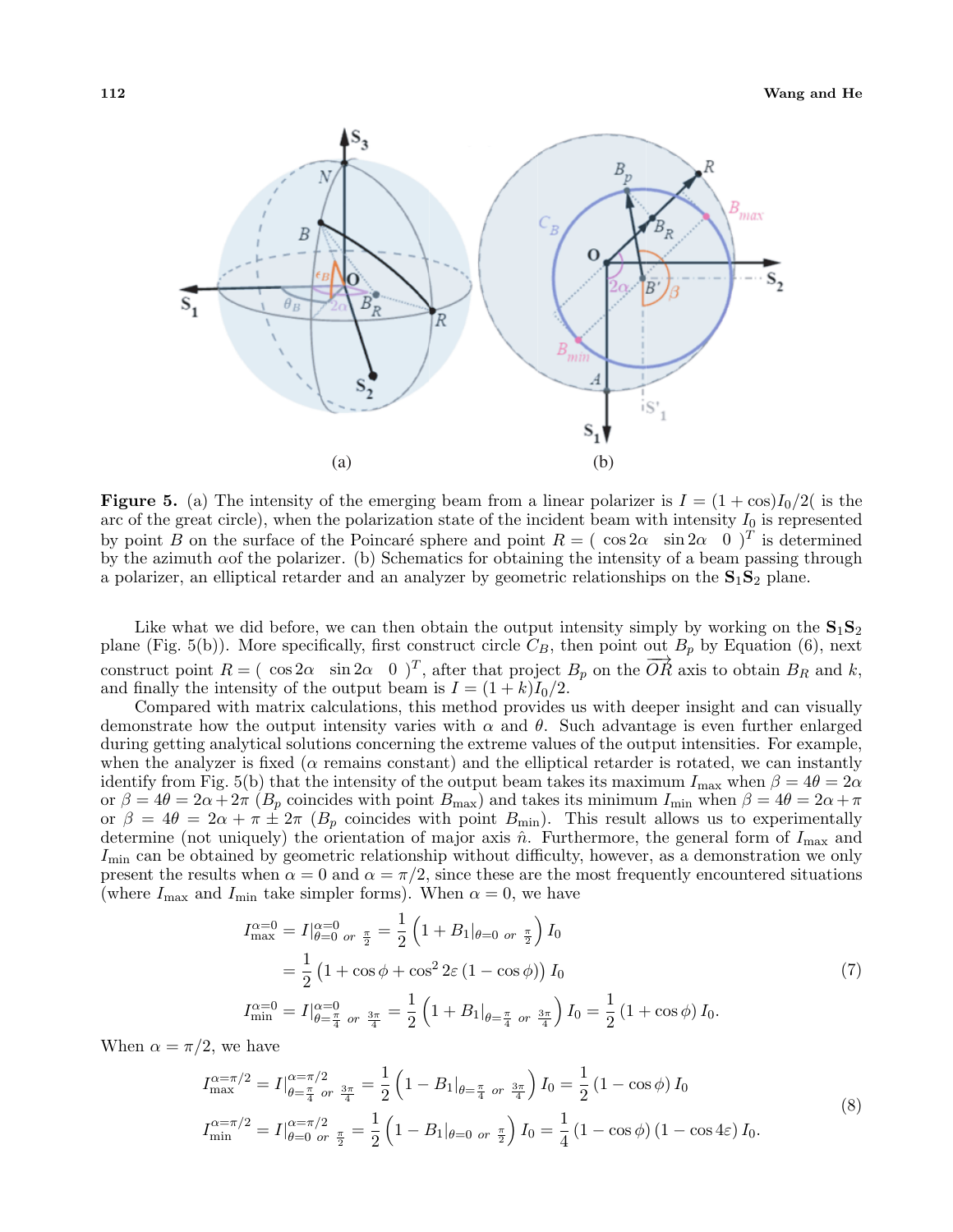**Figure 5.** (a) The intensity of the emerging beam from a linear polarizer is $I = (1+\cos)I_0/2($ is the arc of the great circle), when the polarization state of the incident beam with intensity $I_0$ is represented by point $B$ on the surface of the Poincaré sphere and point $R = (\ \cos 2\alpha \quad \sin 2\alpha \quad 0\ )^T$ is determined by the azimuth $\alpha$of the polarizer. (b) Schematics for obtaining the intensity of a beam passing through a polarizer, an elliptical retarder and an analyzer by geometric relationships on the $\mathbf{S}_1\mathbf{S}_2$ plane.

Like what we did before, we can then obtain the output intensity simply by working on the $\mathbf{S}_1\mathbf{S}_2$ plane (Fig. 5(b)). More specifically, first construct circle $C_B$, then point out $B_p$ by Equation (6), next construct point $R = (\ \cos 2\alpha \quad \sin 2\alpha \quad 0\ )^T$, after that project $B_p$ on the $\overrightarrow{OR}$ axis to obtain $B_R$ and $k$, and finally the intensity of the output beam is $I = (1+k)I_0/2$.

Compared with matrix calculations, this method provides us with deeper insight and can visually demonstrate how the output intensity varies with $\alpha$ and $\theta$. Such advantage is even further enlarged during getting analytical solutions concerning the extreme values of the output intensities. For example, when the analyzer is fixed ($\alpha$ remains constant) and the elliptical retarder is rotated, we can instantly identify from Fig. 5(b) that the intensity of the output beam takes its maximum $I_{\max}$ when $\beta = 4\theta = 2\alpha$ or $\beta = 4\theta = 2\alpha + 2\pi$ ($B_p$ coincides with point $B_{\max}$) and takes its minimum $I_{\min}$ when $\beta = 4\theta = 2\alpha + \pi$ or $\beta = 4\theta = 2\alpha + \pi \pm 2\pi$ ($B_p$ coincides with point $B_{\min}$). This result allows us to experimentally determine (not uniquely) the orientation of major axis $\hat{n}$. Furthermore, the general form of $I_{\max}$ and $I_{\min}$ can be obtained by geometric relationship without difficulty, however, as a demonstration we only present the results when $\alpha = 0$ and $\alpha = \pi/2$, since these are the most frequently encountered situations (where $I_{\max}$ and $I_{\min}$ take simpler forms). When $\alpha = 0$, we have

$$
\begin{aligned}
I_{\max}^{\alpha=0} &= I|_{\theta=0 \ or \ \frac{\pi}{2}}^{\alpha=0} = \frac{1}{2}\left(1 + B_1|_{\theta=0 \ or \ \frac{\pi}{2}}\right) I_0 \\
&= \frac{1}{2}\left(1 + \cos\phi + \cos^2 2\varepsilon\,(1-\cos\phi)\right) I_0 \\
I_{\min}^{\alpha=0} &= I|_{\theta=\frac{\pi}{4} \ or \ \frac{3\pi}{4}}^{\alpha=0} = \frac{1}{2}\left(1 + B_1|_{\theta=\frac{\pi}{4} \ or \ \frac{3\pi}{4}}\right) I_0 = \frac{1}{2}\left(1+\cos\phi\right) I_0.
\end{aligned}
\tag{7}
$$

When $\alpha = \pi/2$, we have

$$
\begin{aligned}
I_{\max}^{\alpha=\pi/2} &= I|_{\theta=\frac{\pi}{4} \ or \ \frac{3\pi}{4}}^{\alpha=\pi/2} = \frac{1}{2}\left(1 - B_1|_{\theta=\frac{\pi}{4} \ or \ \frac{3\pi}{4}}\right) I_0 = \frac{1}{2}\left(1-\cos\phi\right) I_0 \\
I_{\min}^{\alpha=\pi/2} &= I|_{\theta=0 \ or \ \frac{\pi}{2}}^{\alpha=\pi/2} = \frac{1}{2}\left(1 - B_1|_{\theta=0 \ or \ \frac{\pi}{2}}\right) I_0 = \frac{1}{4}\left(1-\cos\phi\right)\left(1-\cos 4\varepsilon\right) I_0.
\end{aligned}
\tag{8}
$$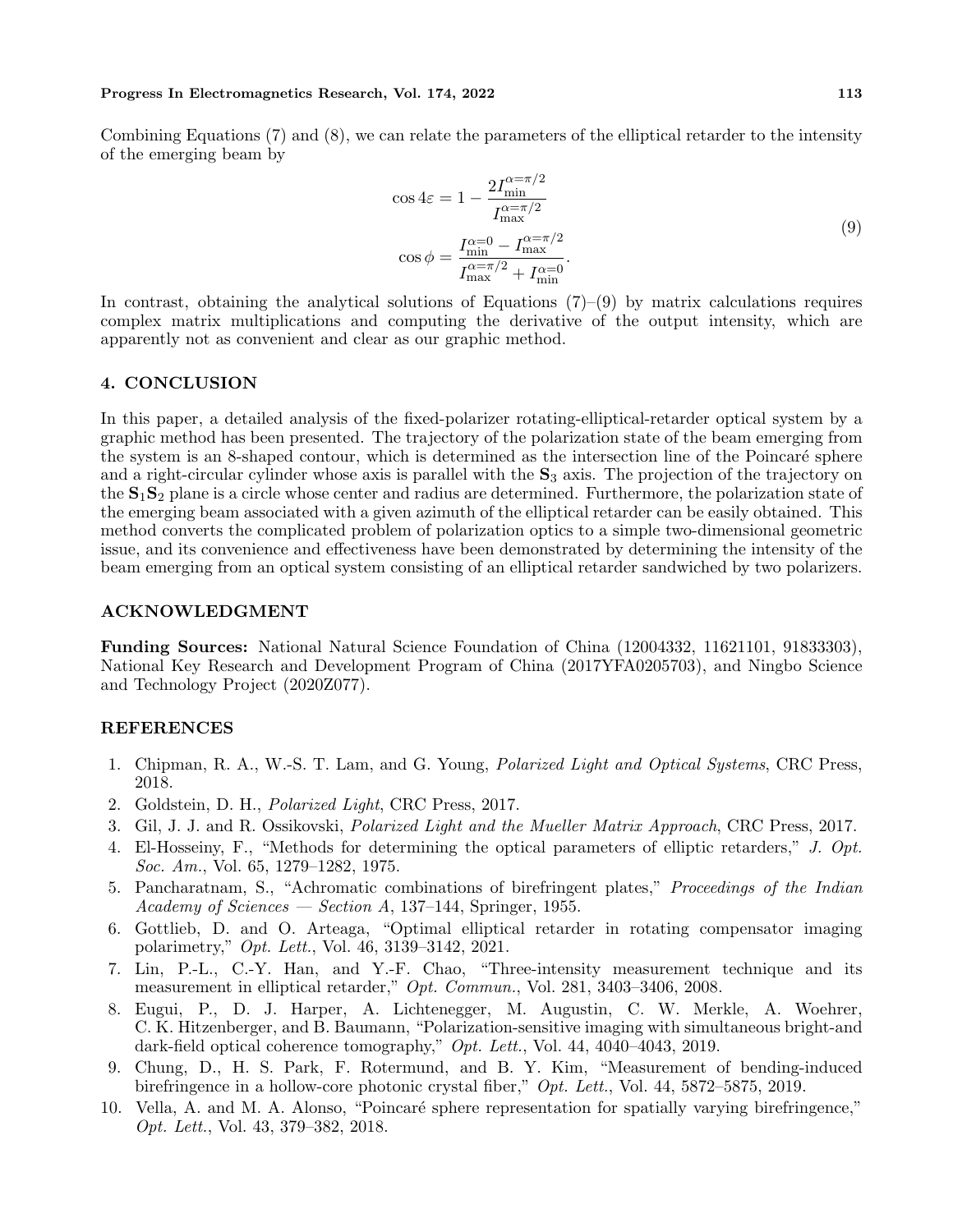Combining Equations (7) and (8), we can relate the parameters of the elliptical retarder to the intensity of the emerging beam by

$$
\begin{aligned}
\cos 4\varepsilon &= 1 - \frac{2I_{\min}^{\alpha=\pi/2}}{I_{\max}^{\alpha=\pi/2}} \\
\cos \phi &= \frac{I_{\min}^{\alpha=0} - I_{\max}^{\alpha=\pi/2}}{I_{\max}^{\alpha=\pi/2} + I_{\min}^{\alpha=0}}.
\end{aligned}
\tag{9}
$$

In contrast, obtaining the analytical solutions of Equations (7)–(9) by matrix calculations requires complex matrix multiplications and computing the derivative of the output intensity, which are apparently not as convenient and clear as our graphic method.

## 4. CONCLUSION

In this paper, a detailed analysis of the fixed-polarizer rotating-elliptical-retarder optical system by a graphic method has been presented. The trajectory of the polarization state of the beam emerging from the system is an 8-shaped contour, which is determined as the intersection line of the Poincaré sphere and a right-circular cylinder whose axis is parallel with the $\mathbf{S}_3$ axis. The projection of the trajectory on the $\mathbf{S}_1\mathbf{S}_2$ plane is a circle whose center and radius are determined. Furthermore, the polarization state of the emerging beam associated with a given azimuth of the elliptical retarder can be easily obtained. This method converts the complicated problem of polarization optics to a simple two-dimensional geometric issue, and its convenience and effectiveness have been demonstrated by determining the intensity of the beam emerging from an optical system consisting of an elliptical retarder sandwiched by two polarizers.

## ACKNOWLEDGMENT

**Funding Sources:** National Natural Science Foundation of China (12004332, 11621101, 91833303), National Key Research and Development Program of China (2017YFA0205703), and Ningbo Science and Technology Project (2020Z077).

## REFERENCES

1. Chipman, R. A., W.-S. T. Lam, and G. Young, *Polarized Light and Optical Systems*, CRC Press, 2018.
2. Goldstein, D. H., *Polarized Light*, CRC Press, 2017.
3. Gil, J. J. and R. Ossikovski, *Polarized Light and the Mueller Matrix Approach*, CRC Press, 2017.
4. El-Hosseiny, F., "Methods for determining the optical parameters of elliptic retarders," *J. Opt. Soc. Am.*, Vol. 65, 1279–1282, 1975.
5. Pancharatnam, S., "Achromatic combinations of birefringent plates," *Proceedings of the Indian Academy of Sciences — Section A*, 137–144, Springer, 1955.
6. Gottlieb, D. and O. Arteaga, "Optimal elliptical retarder in rotating compensator imaging polarimetry," *Opt. Lett.*, Vol. 46, 3139–3142, 2021.
7. Lin, P.-L., C.-Y. Han, and Y.-F. Chao, "Three-intensity measurement technique and its measurement in elliptical retarder," *Opt. Commun.*, Vol. 281, 3403–3406, 2008.
8. Eugui, P., D. J. Harper, A. Lichtenegger, M. Augustin, C. W. Merkle, A. Woehrer, C. K. Hitzenberger, and B. Baumann, "Polarization-sensitive imaging with simultaneous bright-and dark-field optical coherence tomography," *Opt. Lett.*, Vol. 44, 4040–4043, 2019.
9. Chung, D., H. S. Park, F. Rotermund, and B. Y. Kim, "Measurement of bending-induced birefringence in a hollow-core photonic crystal fiber," *Opt. Lett.*, Vol. 44, 5872–5875, 2019.
10. Vella, A. and M. A. Alonso, "Poincaré sphere representation for spatially varying birefringence," *Opt. Lett.*, Vol. 43, 379–382, 2018.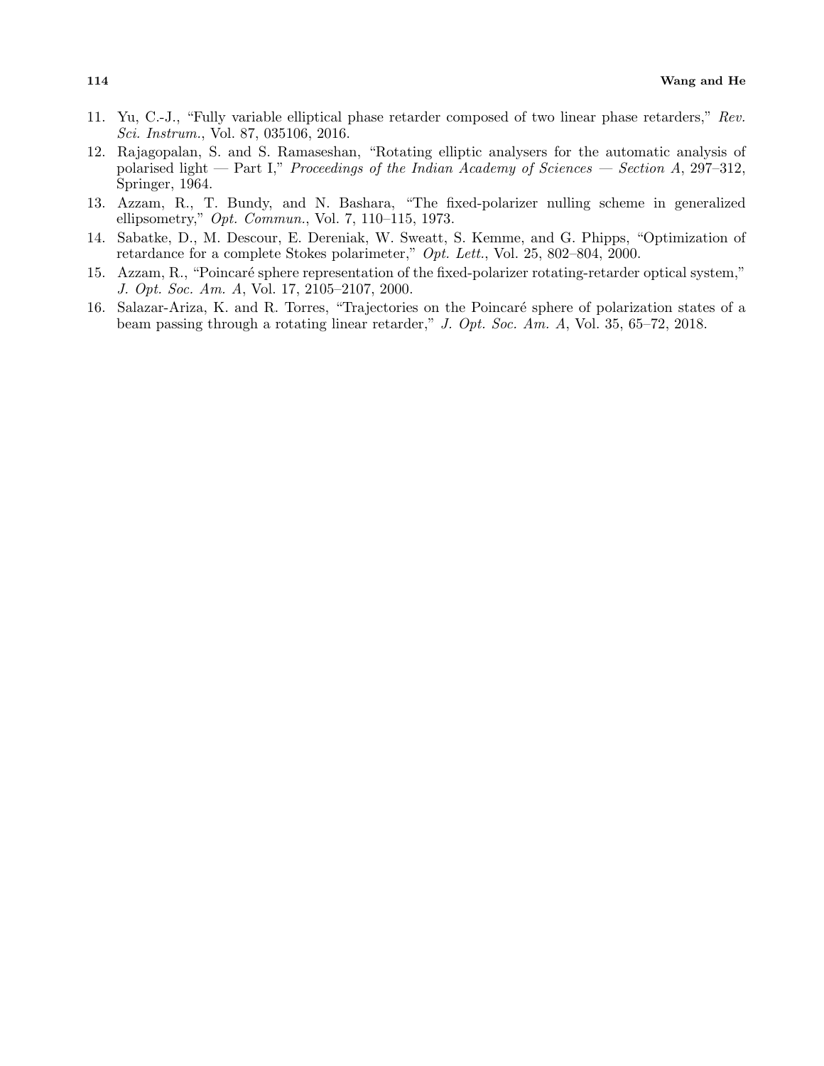11. Yu, C.-J., "Fully variable elliptical phase retarder composed of two linear phase retarders," *Rev. Sci. Instrum.*, Vol. 87, 035106, 2016.
12. Rajagopalan, S. and S. Ramaseshan, "Rotating elliptic analysers for the automatic analysis of polarised light — Part I," *Proceedings of the Indian Academy of Sciences — Section A*, 297–312, Springer, 1964.
13. Azzam, R., T. Bundy, and N. Bashara, "The fixed-polarizer nulling scheme in generalized ellipsometry," *Opt. Commun.*, Vol. 7, 110–115, 1973.
14. Sabatke, D., M. Descour, E. Dereniak, W. Sweatt, S. Kemme, and G. Phipps, "Optimization of retardance for a complete Stokes polarimeter," *Opt. Lett.*, Vol. 25, 802–804, 2000.
15. Azzam, R., "Poincaré sphere representation of the fixed-polarizer rotating-retarder optical system," *J. Opt. Soc. Am. A*, Vol. 17, 2105–2107, 2000.
16. Salazar-Ariza, K. and R. Torres, "Trajectories on the Poincaré sphere of polarization states of a beam passing through a rotating linear retarder," *J. Opt. Soc. Am. A*, Vol. 35, 65–72, 2018.